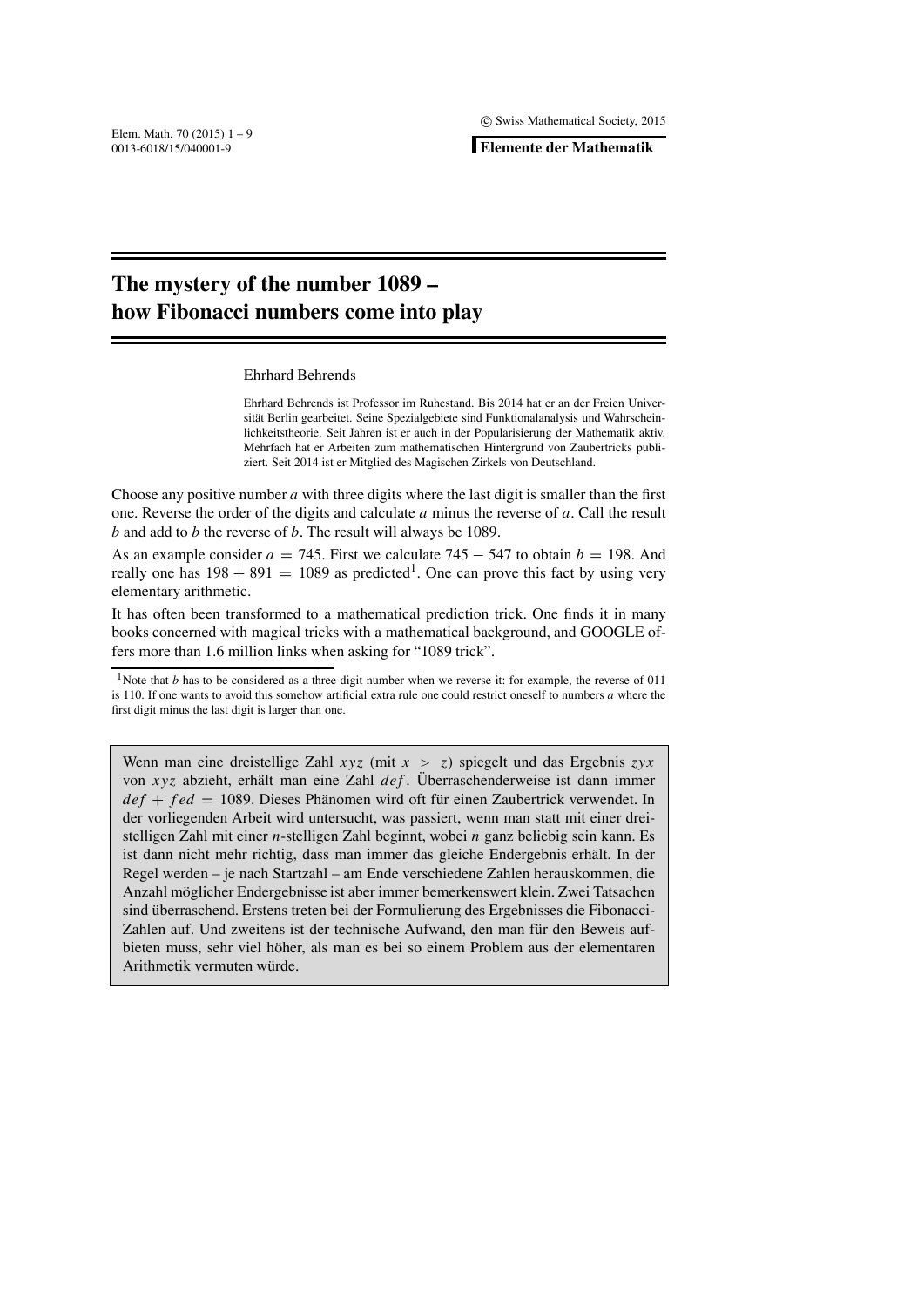# The mystery of the number 1089 – how Fibonacci numbers come into play

Ehrhard Behrends

Ehrhard Behrends ist Professor im Ruhestand. Bis 2014 hat er an der Freien Universität Berlin gearbeitet. Seine Spezialgebiete sind Funktionalanalysis und Wahrscheinlichkeitstheorie. Seit Jahren ist er auch in der Popularisierung der Mathematik aktiv. Mehrfach hat er Arbeiten zum mathematischen Hintergrund von Zaubertricks publiziert. Seit 2014 ist er Mitglied des Magischen Zirkels von Deutschland.

Choose any positive number $a$ with three digits where the last digit is smaller than the first one. Reverse the order of the digits and calculate $a$ minus the reverse of $a$. Call the result $b$ and add to $b$ the reverse of $b$. The result will always be 1089.

As an example consider $a = 745$. First we calculate $745 - 547$ to obtain $b = 198$. And really one has $198 + 891 = 1089$ as predicted[1]. One can prove this fact by using very elementary arithmetic.

It has often been transformed to a mathematical prediction trick. One finds it in many books concerned with magical tricks with a mathematical background, and GOOGLE offers more than 1.6 million links when asking for "1089 trick".

[1]Note that $b$ has to be considered as a three digit number when we reverse it: for example, the reverse of 011 is 110. If one wants to avoid this somehow artificial extra rule one could restrict oneself to numbers $a$ where the first digit minus the last digit is larger than one.

Wenn man eine dreistellige Zahl $xyz$ (mit $x > z$) spiegelt und das Ergebnis $zyx$ von $xyz$ abzieht, erhält man eine Zahl $def$. Überraschenderweise ist dann immer $def + fed = 1089$. Dieses Phänomen wird oft für einen Zaubertrick verwendet. In der vorliegenden Arbeit wird untersucht, was passiert, wenn man statt mit einer dreistelligen Zahl mit einer $n$-stelligen Zahl beginnt, wobei $n$ ganz beliebig sein kann. Es ist dann nicht mehr richtig, dass man immer das gleiche Endergebnis erhält. In der Regel werden – je nach Startzahl – am Ende verschiedene Zahlen herauskommen, die Anzahl möglicher Endergebnisse ist aber immer bemerkenswert klein. Zwei Tatsachen sind überraschend. Erstens treten bei der Formulierung des Ergebnisses die Fibonacci-Zahlen auf. Und zweitens ist der technische Aufwand, den man für den Beweis aufbieten muss, sehr viel höher, als man es bei so einem Problem aus der elementaren Arithmetik vermuten würde.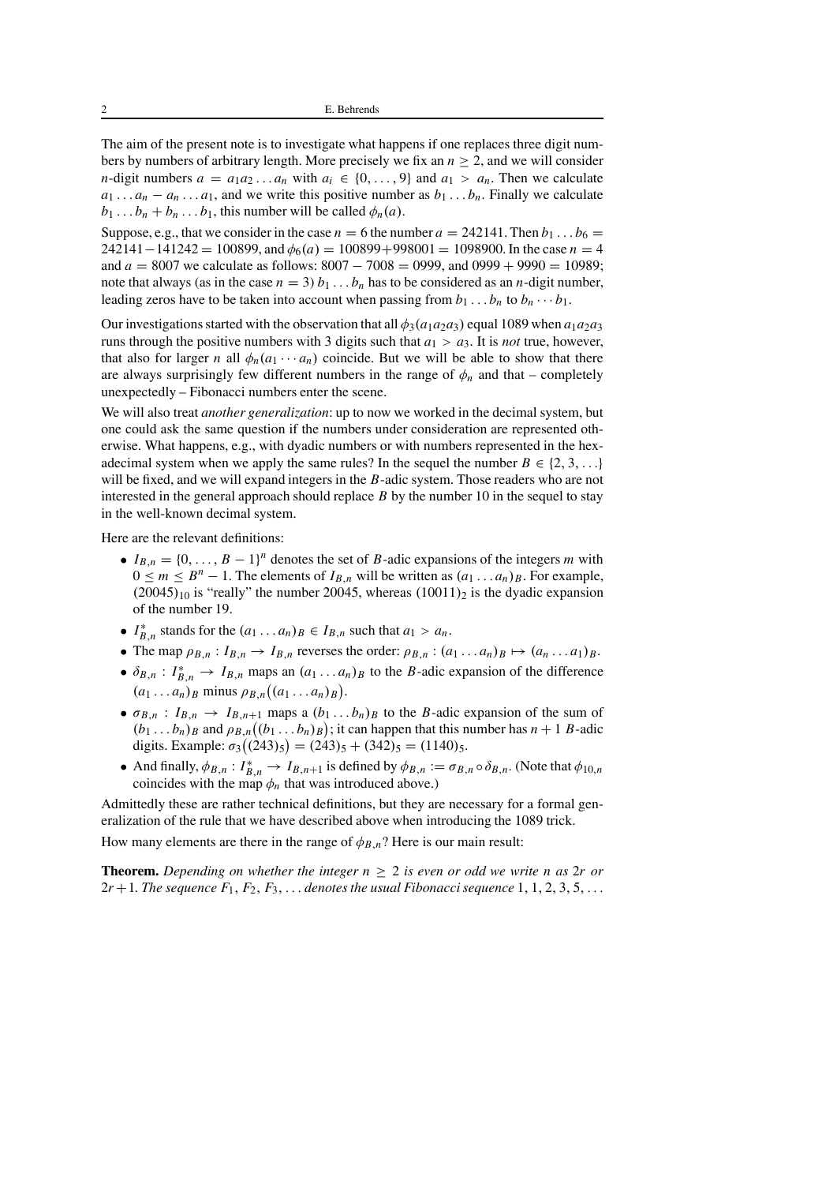The aim of the present note is to investigate what happens if one replaces three digit numbers by numbers of arbitrary length. More precisely we fix an $n \geq 2$, and we will consider $n$-digit numbers $a = a_1 a_2 \ldots a_n$ with $a_i \in \{0, \ldots, 9\}$ and $a_1 > a_n$. Then we calculate $a_1 \ldots a_n - a_n \ldots a_1$, and we write this positive number as $b_1 \ldots b_n$. Finally we calculate $b_1 \ldots b_n + b_n \ldots b_1$, this number will be called $\phi_n(a)$.

Suppose, e.g., that we consider in the case $n = 6$ the number $a = 242141$. Then $b_1 \ldots b_6 = 242141 - 141242 = 100899$, and $\phi_6(a) = 100899 + 998001 = 1098900$. In the case $n = 4$ and $a = 8007$ we calculate as follows: $8007 - 7008 = 0999$, and $0999 + 9990 = 10989$; note that always (as in the case $n = 3$) $b_1 \ldots b_n$ has to be considered as an $n$-digit number, leading zeros have to be taken into account when passing from $b_1 \ldots b_n$ to $b_n \cdots b_1$.

Our investigations started with the observation that all $\phi_3(a_1 a_2 a_3)$ equal 1089 when $a_1 a_2 a_3$ runs through the positive numbers with 3 digits such that $a_1 > a_3$. It is *not* true, however, that also for larger $n$ all $\phi_n(a_1 \cdots a_n)$ coincide. But we will be able to show that there are always surprisingly few different numbers in the range of $\phi_n$ and that – completely unexpectedly – Fibonacci numbers enter the scene.

We will also treat *another generalization*: up to now we worked in the decimal system, but one could ask the same question if the numbers under consideration are represented otherwise. What happens, e.g., with dyadic numbers or with numbers represented in the hexadecimal system when we apply the same rules? In the sequel the number $B \in \{2, 3, \ldots\}$ will be fixed, and we will expand integers in the $B$-adic system. Those readers who are not interested in the general approach should replace $B$ by the number 10 in the sequel to stay in the well-known decimal system.

Here are the relevant definitions:

- $I_{B,n} = \{0, \ldots, B-1\}^n$ denotes the set of $B$-adic expansions of the integers $m$ with $0 \leq m \leq B^n - 1$. The elements of $I_{B,n}$ will be written as $(a_1 \ldots a_n)_B$. For example, $(20045)_{10}$ is "really" the number 20045, whereas $(10011)_2$ is the dyadic expansion of the number 19.
- $I^*_{B,n}$ stands for the $(a_1 \ldots a_n)_B \in I_{B,n}$ such that $a_1 > a_n$.
- The map $\rho_{B,n} : I_{B,n} \to I_{B,n}$ reverses the order: $\rho_{B,n} : (a_1 \ldots a_n)_B \mapsto (a_n \ldots a_1)_B$.
- $\delta_{B,n} : I^*_{B,n} \to I_{B,n}$ maps an $(a_1 \ldots a_n)_B$ to the $B$-adic expansion of the difference $(a_1 \ldots a_n)_B$ minus $\rho_{B,n}\big((a_1 \ldots a_n)_B\big)$.
- $\sigma_{B,n} : I_{B,n} \to I_{B,n+1}$ maps a $(b_1 \ldots b_n)_B$ to the $B$-adic expansion of the sum of $(b_1 \ldots b_n)_B$ and $\rho_{B,n}\big((b_1 \ldots b_n)_B\big)$; it can happen that this number has $n+1$ $B$-adic digits. Example: $\sigma_3\big((243)_5\big) = (243)_5 + (342)_5 = (1140)_5$.
- And finally, $\phi_{B,n} : I^*_{B,n} \to I_{B,n+1}$ is defined by $\phi_{B,n} := \sigma_{B,n} \circ \delta_{B,n}$. (Note that $\phi_{10,n}$ coincides with the map $\phi_n$ that was introduced above.)

Admittedly these are rather technical definitions, but they are necessary for a formal generalization of the rule that we have described above when introducing the 1089 trick.

How many elements are there in the range of $\phi_{B,n}$? Here is our main result:

**Theorem.** *Depending on whether the integer $n \geq 2$ is even or odd we write $n$ as $2r$ or $2r+1$. The sequence $F_1, F_2, F_3, \ldots$ denotes the usual Fibonacci sequence $1, 1, 2, 3, 5, \ldots$*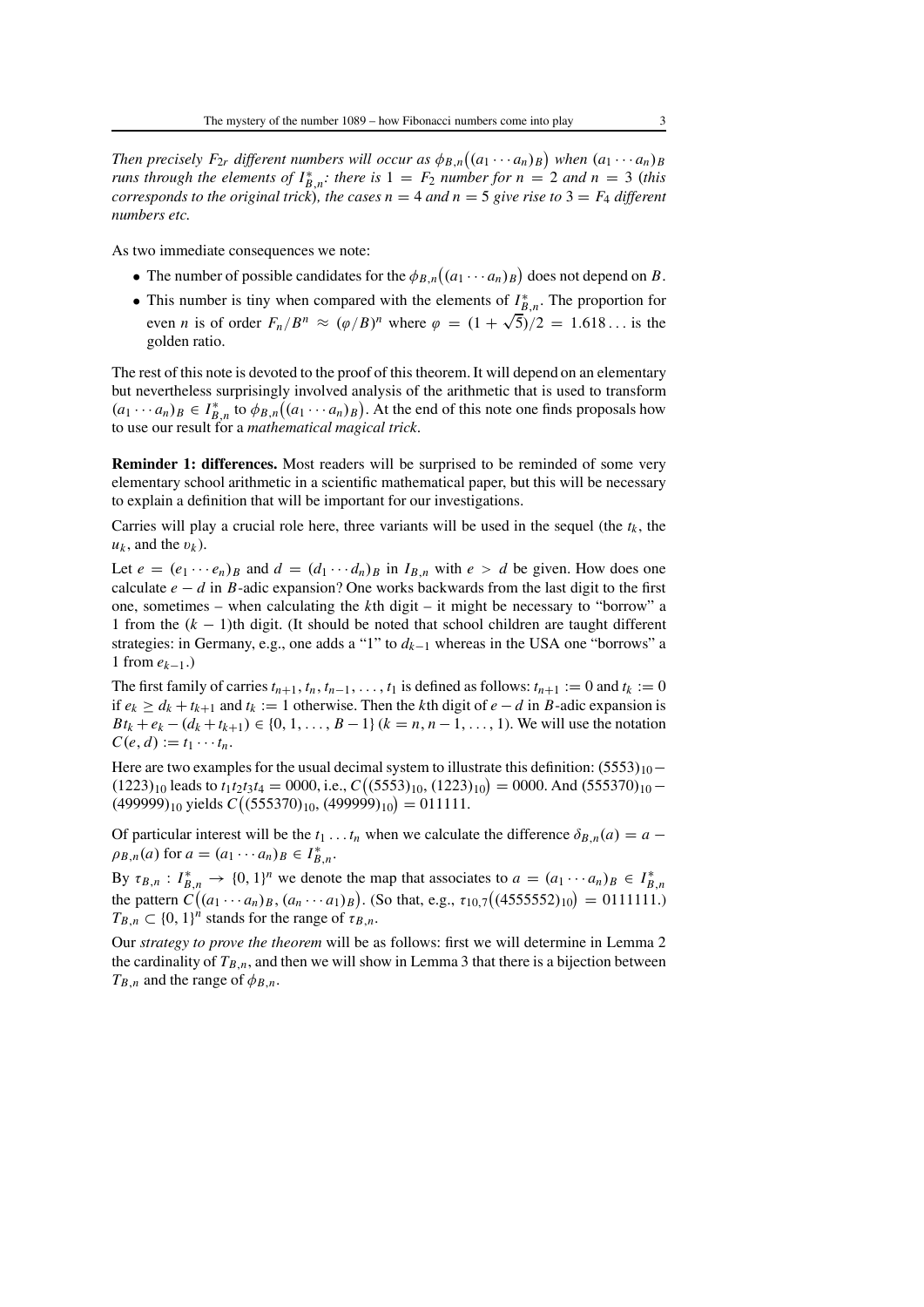*Then precisely $F_{2r}$ different numbers will occur as $\phi_{B,n}\big((a_1\cdots a_n)_B\big)$ when $(a_1\cdots a_n)_B$ runs through the elements of $I^*_{B,n}$: there is $1 = F_2$ number for $n = 2$ and $n = 3$ (this corresponds to the original trick), the cases $n = 4$ and $n = 5$ give rise to $3 = F_4$ different numbers etc.*

As two immediate consequences we note:

- The number of possible candidates for the $\phi_{B,n}\big((a_1\cdots a_n)_B\big)$ does not depend on $B$.
- This number is tiny when compared with the elements of $I^*_{B,n}$. The proportion for even $n$ is of order $F_n/B^n \approx (\varphi/B)^n$ where $\varphi = (1+\sqrt{5})/2 = 1.618\ldots$ is the golden ratio.

The rest of this note is devoted to the proof of this theorem. It will depend on an elementary but nevertheless surprisingly involved analysis of the arithmetic that is used to transform $(a_1\cdots a_n)_B \in I^*_{B,n}$ to $\phi_{B,n}\big((a_1\cdots a_n)_B\big)$. At the end of this note one finds proposals how to use our result for a *mathematical magical trick*.

**Reminder 1: differences.** Most readers will be surprised to be reminded of some very elementary school arithmetic in a scientific mathematical paper, but this will be necessary to explain a definition that will be important for our investigations.

Carries will play a crucial role here, three variants will be used in the sequel (the $t_k$, the $u_k$, and the $\upsilon_k$).

Let $e = (e_1\cdots e_n)_B$ and $d = (d_1\cdots d_n)_B$ in $I_{B,n}$ with $e > d$ be given. How does one calculate $e - d$ in $B$-adic expansion? One works backwards from the last digit to the first one, sometimes – when calculating the $k$th digit – it might be necessary to "borrow" a 1 from the $(k-1)$th digit. (It should be noted that school children are taught different strategies: in Germany, e.g., one adds a "1" to $d_{k-1}$ whereas in the USA one "borrows" a 1 from $e_{k-1}$.)

The first family of carries $t_{n+1}, t_n, t_{n-1}, \ldots, t_1$ is defined as follows: $t_{n+1} := 0$ and $t_k := 0$ if $e_k \geq d_k + t_{k+1}$ and $t_k := 1$ otherwise. Then the $k$th digit of $e - d$ in $B$-adic expansion is $Bt_k + e_k - (d_k + t_{k+1}) \in \{0, 1, \ldots, B-1\}$ $(k = n, n-1, \ldots, 1)$. We will use the notation $C(e, d) := t_1\cdots t_n$.

Here are two examples for the usual decimal system to illustrate this definition: $(5553)_{10} - (1223)_{10}$ leads to $t_1t_2t_3t_4 = 0000$, i.e., $C\big((5553)_{10}, (1223)_{10}\big) = 0000$. And $(555370)_{10} - (499999)_{10}$ yields $C\big((555370)_{10}, (499999)_{10}\big) = 011111$.

Of particular interest will be the $t_1\ldots t_n$ when we calculate the difference $\delta_{B,n}(a) = a - \rho_{B,n}(a)$ for $a = (a_1\cdots a_n)_B \in I^*_{B,n}$.

By $\tau_{B,n} : I^*_{B,n} \to \{0,1\}^n$ we denote the map that associates to $a = (a_1\cdots a_n)_B \in I^*_{B,n}$ the pattern $C\big((a_1\cdots a_n)_B, (a_n\cdots a_1)_B\big)$. (So that, e.g., $\tau_{10,7}\big((4555552)_{10}\big) = 0111111$.) $T_{B,n} \subset \{0,1\}^n$ stands for the range of $\tau_{B,n}$.

Our *strategy to prove the theorem* will be as follows: first we will determine in Lemma 2 the cardinality of $T_{B,n}$, and then we will show in Lemma 3 that there is a bijection between $T_{B,n}$ and the range of $\phi_{B,n}$.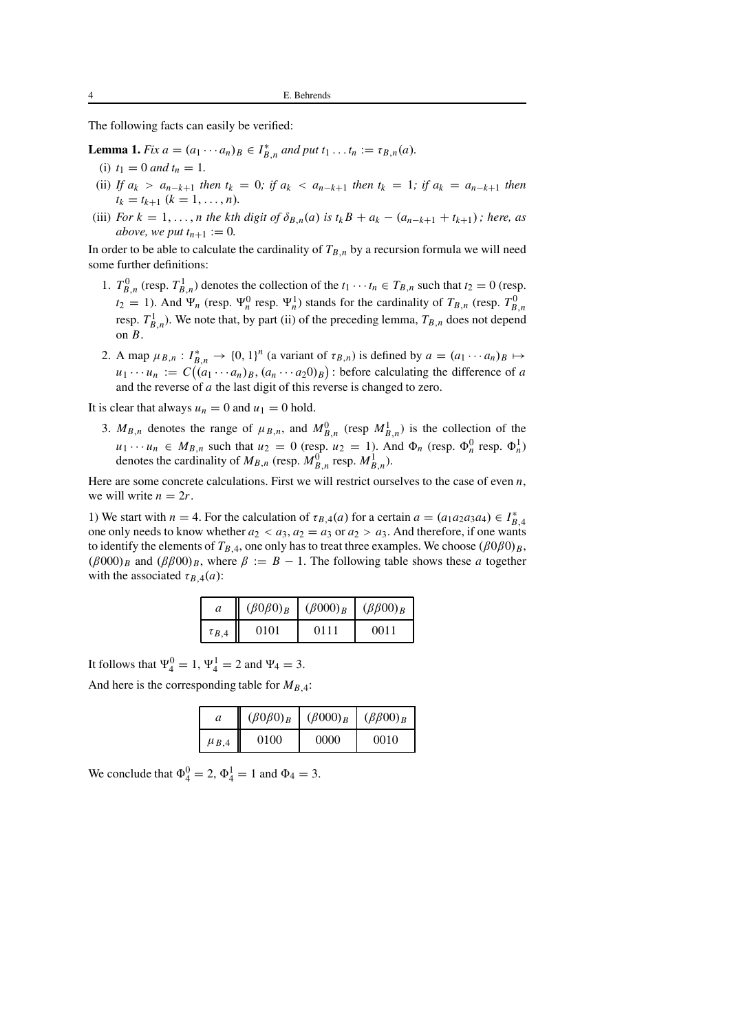The following facts can easily be verified:

**Lemma 1.** *Fix $a = (a_1 \cdots a_n)_B \in I^*_{B,n}$ and put $t_1 \ldots t_n := \tau_{B,n}(a)$.*

(i) *$t_1 = 0$ and $t_n = 1$.*

(ii) *If $a_k > a_{n-k+1}$ then $t_k = 0$; if $a_k < a_{n-k+1}$ then $t_k = 1$; if $a_k = a_{n-k+1}$ then $t_k = t_{k+1}$ $(k = 1, \ldots, n)$.*

(iii) *For $k = 1, \ldots, n$ the kth digit of $\delta_{B,n}(a)$ is $t_k B + a_k - (a_{n-k+1} + t_{k+1})$; here, as above, we put $t_{n+1} := 0$.*

In order to be able to calculate the cardinality of $T_{B,n}$ by a recursion formula we will need some further definitions:

1. $T^0_{B,n}$ (resp. $T^1_{B,n}$) denotes the collection of the $t_1 \cdots t_n \in T_{B,n}$ such that $t_2 = 0$ (resp. $t_2 = 1$). And $\Psi_n$ (resp. $\Psi^0_n$ resp. $\Psi^1_n$) stands for the cardinality of $T_{B,n}$ (resp. $T^0_{B,n}$ resp. $T^1_{B,n}$). We note that, by part (ii) of the preceding lemma, $T_{B,n}$ does not depend on $B$.

2. A map $\mu_{B,n} : I^*_{B,n} \to \{0,1\}^n$ (a variant of $\tau_{B,n}$) is defined by $a = (a_1 \cdots a_n)_B \mapsto u_1 \cdots u_n := C\big((a_1 \cdots a_n)_B, (a_n \cdots a_2 0)_B\big)$ : before calculating the difference of $a$ and the reverse of $a$ the last digit of this reverse is changed to zero.

It is clear that always $u_n = 0$ and $u_1 = 0$ hold.

3. $M_{B,n}$ denotes the range of $\mu_{B,n}$, and $M^0_{B,n}$ (resp $M^1_{B,n}$) is the collection of the $u_1 \cdots u_n \in M_{B,n}$ such that $u_2 = 0$ (resp. $u_2 = 1$). And $\Phi_n$ (resp. $\Phi^0_n$ resp. $\Phi^1_n$) denotes the cardinality of $M_{B,n}$ (resp. $M^0_{B,n}$ resp. $M^1_{B,n}$).

Here are some concrete calculations. First we will restrict ourselves to the case of even $n$, we will write $n = 2r$.

1) We start with $n = 4$. For the calculation of $\tau_{B,4}(a)$ for a certain $a = (a_1 a_2 a_3 a_4) \in I^*_{B,4}$ one only needs to know whether $a_2 < a_3$, $a_2 = a_3$ or $a_2 > a_3$. And therefore, if one wants to identify the elements of $T_{B,4}$, one only has to treat three examples. We choose $(\beta 0 \beta 0)_B$, $(\beta 000)_B$ and $(\beta\beta 00)_B$, where $\beta := B - 1$. The following table shows these $a$ together with the associated $\tau_{B,4}(a)$:

| $a$ | $(\beta 0 \beta 0)_B$ | $(\beta 000)_B$ | $(\beta\beta 00)_B$ |
|---|---|---|---|
| $\tau_{B,4}$ | 0101 | 0111 | 0011 |

It follows that $\Psi^0_4 = 1$, $\Psi^1_4 = 2$ and $\Psi_4 = 3$.

And here is the corresponding table for $M_{B,4}$:

| $a$ | $(\beta 0 \beta 0)_B$ | $(\beta 000)_B$ | $(\beta\beta 00)_B$ |
|---|---|---|---|
| $\mu_{B,4}$ | 0100 | 0000 | 0010 |

We conclude that $\Phi^0_4 = 2$, $\Phi^1_4 = 1$ and $\Phi_4 = 3$.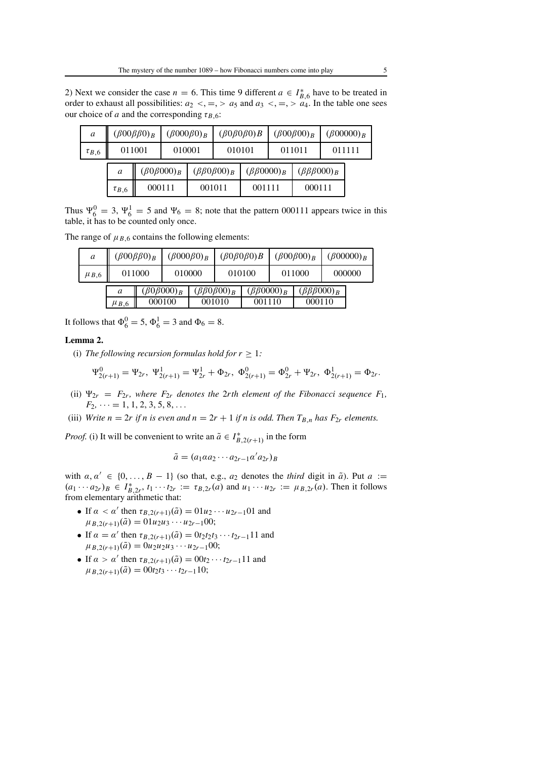2) Next we consider the case $n = 6$. This time 9 different $a \in I^*_{B,6}$ have to be treated in order to exhaust all possibilities: $a_2 <, =, > a_5$ and $a_3 <, =, > a_4$. In the table one sees our choice of $a$ and the corresponding $\tau_{B,6}$:

| $a$ | $(\beta 00\beta\beta 0)_B$ | $(\beta 000\beta 0)_B$ | $(\beta 0\beta 0\beta 0)B$ | $(\beta 00\beta 00)_B$ | $(\beta 00000)_B$ |
|---|---|---|---|---|---|
| $\tau_{B,6}$ | 011001 | 010001 | 010101 | 011011 | 011111 |

| $a$ | $(\beta 0\beta 000)_B$ | $(\beta\beta 0\beta 00)_B$ | $(\beta\beta 0000)_B$ | $(\beta\beta\beta 000)_B$ |
|---|---|---|---|---|
| $\tau_{B,6}$ | 000111 | 001011 | 001111 | 000111 |

Thus $\Psi^0_6 = 3$, $\Psi^1_6 = 5$ and $\Psi_6 = 8$; note that the pattern 000111 appears twice in this table, it has to be counted only once.

The range of $\mu_{B,6}$ contains the following elements:

| $a$ | $(\beta 00\beta\beta 0)_B$ | $(\beta 000\beta 0)_B$ | $(\beta 0\beta 0\beta 0)B$ | $(\beta 00\beta 00)_B$ | $(\beta 00000)_B$ |
|---|---|---|---|---|---|
| $\mu_{B,6}$ | 011000 | 010000 | 010100 | 011000 | 000000 |

| $a$ | $(\beta 0\beta 000)_B$ | $(\beta\beta 0\beta 00)_B$ | $(\beta\beta 0000)_B$ | $(\beta\beta\beta 000)_B$ |
|---|---|---|---|---|
| $\mu_{B,6}$ | 000100 | 001010 | 001110 | 000110 |

It follows that $\Phi^0_6 = 5$, $\Phi^1_6 = 3$ and $\Phi_6 = 8$.

**Lemma 2.**

(i) *The following recursion formulas hold for $r \geq 1$:*

$$\Psi^0_{2(r+1)} = \Psi_{2r},\ \Psi^1_{2(r+1)} = \Psi^1_{2r} + \Phi_{2r},\ \Phi^0_{2(r+1)} = \Phi^0_{2r} + \Psi_{2r},\ \Phi^1_{2(r+1)} = \Phi_{2r}.$$

(ii) *$\Psi_{2r} = F_{2r}$, where $F_{2r}$ denotes the $2r$th element of the Fibonacci sequence $F_1$, $F_2, \cdots = 1, 1, 2, 3, 5, 8, \ldots$*

(iii) *Write $n = 2r$ if $n$ is even and $n = 2r + 1$ if $n$ is odd. Then $T_{B,n}$ has $F_{2r}$ elements.*

*Proof.* (i) It will be convenient to write an $\tilde{a} \in I^*_{B,2(r+1)}$ in the form

$$\tilde{a} = (a_1 \alpha a_2 \cdots a_{2r-1} \alpha' a_{2r})_B$$

with $\alpha, \alpha' \in \{0, \ldots, B-1\}$ (so that, e.g., $a_2$ denotes the *third* digit in $\tilde{a}$). Put $a := (a_1 \cdots a_{2r})_B \in I^*_{B,2r}$, $t_1 \cdots t_{2r} := \tau_{B,2r}(a)$ and $u_1 \cdots u_{2r} := \mu_{B,2r}(a)$. Then it follows from elementary arithmetic that:

- If $\alpha < \alpha'$ then $\tau_{B,2(r+1)}(\tilde{a}) = 01u_2 \cdots u_{2r-1}01$ and $\mu_{B,2(r+1)}(\tilde{a}) = 01u_2u_3 \cdots u_{2r-1}00$;
- If $\alpha = \alpha'$ then $\tau_{B,2(r+1)}(\tilde{a}) = 0t_2t_2t_3 \cdots t_{2r-1}11$ and $\mu_{B,2(r+1)}(\tilde{a}) = 0u_2u_2u_3 \cdots u_{2r-1}00$;
- If $\alpha > \alpha'$ then $\tau_{B,2(r+1)}(\tilde{a}) = 00t_2 \cdots t_{2r-1}11$ and $\mu_{B,2(r+1)}(\tilde{a}) = 00t_2t_3 \cdots t_{2r-1}10$;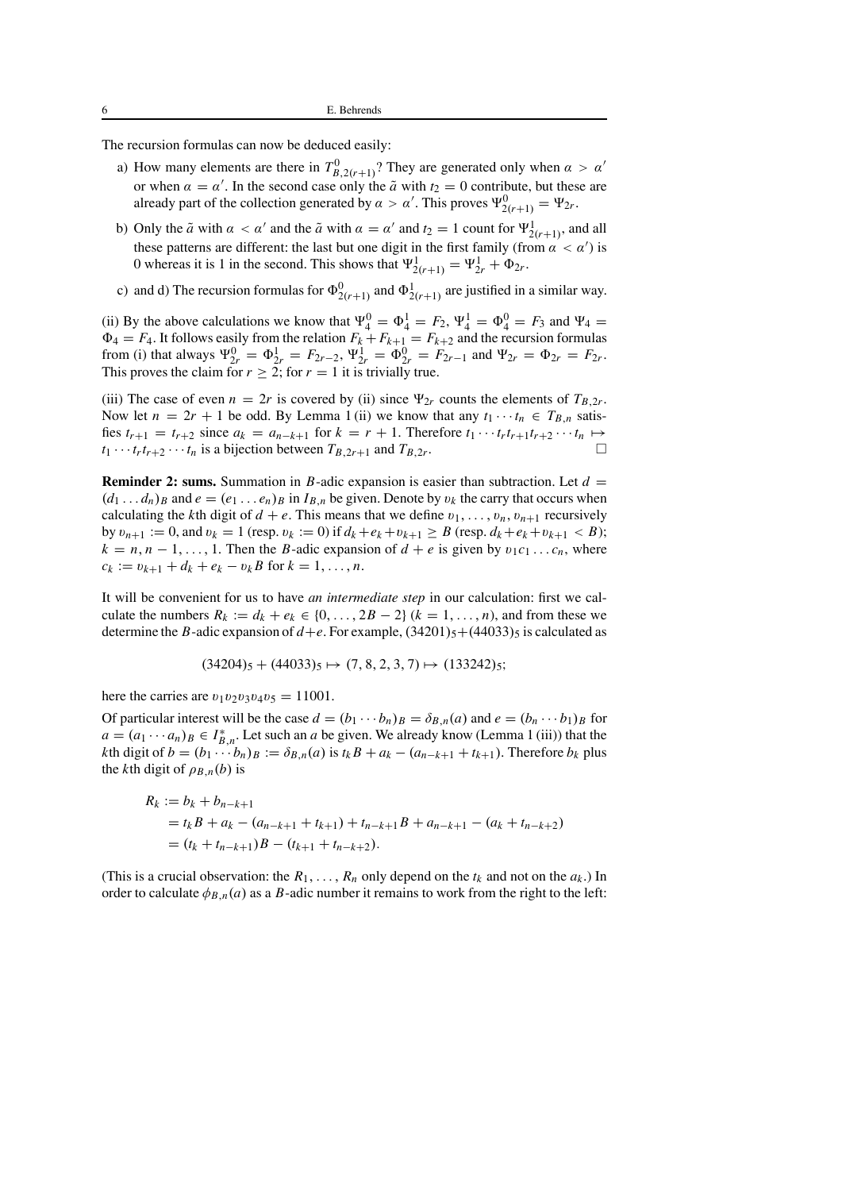The recursion formulas can now be deduced easily:

a) How many elements are there in $T^0_{B,2(r+1)}$? They are generated only when $\alpha > \alpha'$ or when $\alpha = \alpha'$. In the second case only the $\tilde{a}$ with $t_2 = 0$ contribute, but these are already part of the collection generated by $\alpha > \alpha'$. This proves $\Psi^0_{2(r+1)} = \Psi_{2r}$.

b) Only the $\tilde{a}$ with $\alpha < \alpha'$ and the $\tilde{a}$ with $\alpha = \alpha'$ and $t_2 = 1$ count for $\Psi^1_{2(r+1)}$, and all these patterns are different: the last but one digit in the first family (from $\alpha < \alpha'$) is 0 whereas it is 1 in the second. This shows that $\Psi^1_{2(r+1)} = \Psi^1_{2r} + \Phi_{2r}$.

c) and d) The recursion formulas for $\Phi^0_{2(r+1)}$ and $\Phi^1_{2(r+1)}$ are justified in a similar way.

(ii) By the above calculations we know that $\Psi^0_4 = \Phi^1_4 = F_2$, $\Psi^1_4 = \Phi^0_4 = F_3$ and $\Psi_4 = \Phi_4 = F_4$. It follows easily from the relation $F_k + F_{k+1} = F_{k+2}$ and the recursion formulas from (i) that always $\Psi^0_{2r} = \Phi^1_{2r} = F_{2r-2}$, $\Psi^1_{2r} = \Phi^0_{2r} = F_{2r-1}$ and $\Psi_{2r} = \Phi_{2r} = F_{2r}$. This proves the claim for $r \geq 2$; for $r = 1$ it is trivially true.

(iii) The case of even $n = 2r$ is covered by (ii) since $\Psi_{2r}$ counts the elements of $T_{B,2r}$. Now let $n = 2r + 1$ be odd. By Lemma 1 (ii) we know that any $t_1 \cdots t_n \in T_{B,n}$ satisfies $t_{r+1} = t_{r+2}$ since $a_k = a_{n-k+1}$ for $k = r + 1$. Therefore $t_1 \cdots t_r t_{r+1} t_{r+2} \cdots t_n \mapsto t_1 \cdots t_r t_{r+2} \cdots t_n$ is a bijection between $T_{B,2r+1}$ and $T_{B,2r}$. □

**Reminder 2: sums.** Summation in $B$-adic expansion is easier than subtraction. Let $d = (d_1 \ldots d_n)_B$ and $e = (e_1 \ldots e_n)_B$ in $I_{B,n}$ be given. Denote by $\upsilon_k$ the carry that occurs when calculating the $k$th digit of $d + e$. This means that we define $\upsilon_1, \ldots, \upsilon_n, \upsilon_{n+1}$ recursively by $\upsilon_{n+1} := 0$, and $\upsilon_k = 1$ (resp. $\upsilon_k := 0$) if $d_k + e_k + \upsilon_{k+1} \geq B$ (resp. $d_k + e_k + \upsilon_{k+1} < B$); $k = n, n-1, \ldots, 1$. Then the $B$-adic expansion of $d + e$ is given by $\upsilon_1 c_1 \ldots c_n$, where $c_k := \upsilon_{k+1} + d_k + e_k - \upsilon_k B$ for $k = 1, \ldots, n$.

It will be convenient for us to have *an intermediate step* in our calculation: first we calculate the numbers $R_k := d_k + e_k \in \{0, \ldots, 2B - 2\}$ ($k = 1, \ldots, n$), and from these we determine the $B$-adic expansion of $d+e$. For example, $(34201)_5 + (44033)_5$ is calculated as

$$(34204)_5 + (44033)_5 \mapsto (7, 8, 2, 3, 7) \mapsto (133242)_5;$$

here the carries are $\upsilon_1 \upsilon_2 \upsilon_3 \upsilon_4 \upsilon_5 = 11001$.

Of particular interest will be the case $d = (b_1 \cdots b_n)_B = \delta_{B,n}(a)$ and $e = (b_n \cdots b_1)_B$ for $a = (a_1 \cdots a_n)_B \in I^*_{B,n}$. Let such an $a$ be given. We already know (Lemma 1 (iii)) that the $k$th digit of $b = (b_1 \cdots b_n)_B := \delta_{B,n}(a)$ is $t_k B + a_k - (a_{n-k+1} + t_{k+1})$. Therefore $b_k$ plus the $k$th digit of $\rho_{B,n}(b)$ is

$$\begin{aligned}
R_k &:= b_k + b_{n-k+1} \\
&= t_k B + a_k - (a_{n-k+1} + t_{k+1}) + t_{n-k+1} B + a_{n-k+1} - (a_k + t_{n-k+2}) \\
&= (t_k + t_{n-k+1}) B - (t_{k+1} + t_{n-k+2}).
\end{aligned}$$

(This is a crucial observation: the $R_1, \ldots, R_n$ only depend on the $t_k$ and not on the $a_k$.) In order to calculate $\phi_{B,n}(a)$ as a $B$-adic number it remains to work from the right to the left: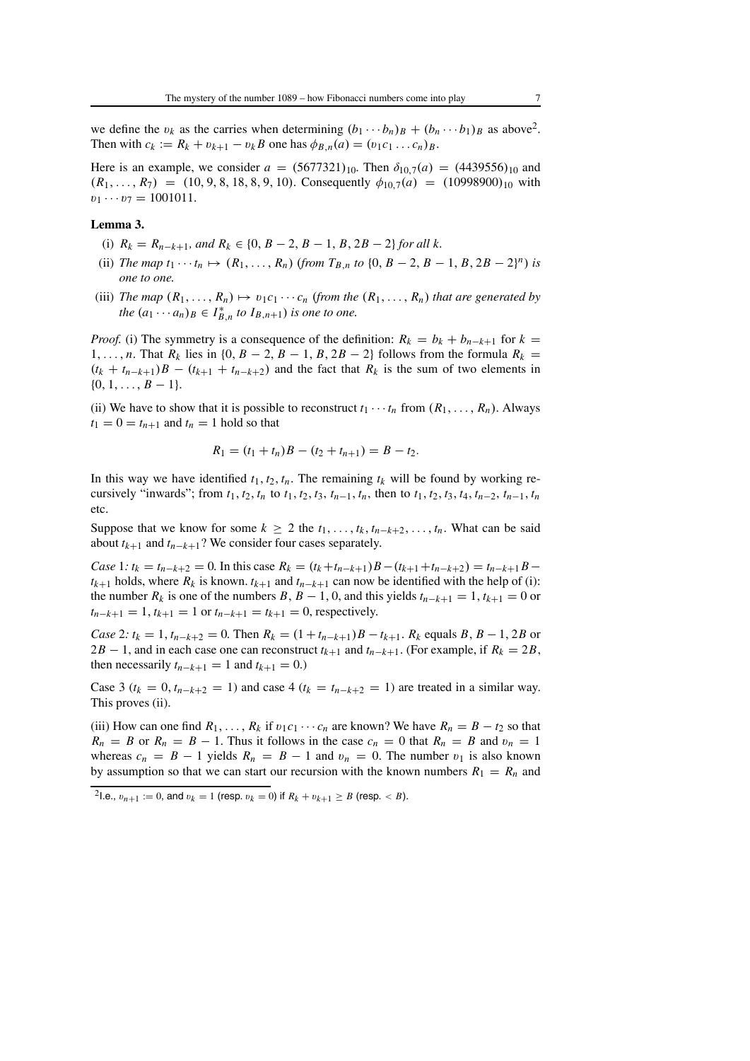we define the $\upsilon_k$ as the carries when determining $(b_1 \cdots b_n)_B + (b_n \cdots b_1)_B$ as above[2]. Then with $c_k := R_k + \upsilon_{k+1} - \upsilon_k B$ one has $\phi_{B,n}(a) = (\upsilon_1 c_1 \ldots c_n)_B$.

Here is an example, we consider $a = (5677321)_{10}$. Then $\delta_{10,7}(a) = (4439556)_{10}$ and $(R_1, \ldots, R_7) = (10, 9, 8, 18, 8, 9, 10)$. Consequently $\phi_{10,7}(a) = (10998900)_{10}$ with $\upsilon_1 \cdots \upsilon_7 = 1001011$.

**Lemma 3.**

(i) *$R_k = R_{n-k+1}$, and $R_k \in \{0, B-2, B-1, B, 2B-2\}$ for all $k$.*

(ii) *The map $t_1 \cdots t_n \mapsto (R_1, \ldots, R_n)$ (from $T_{B,n}$ to $\{0, B-2, B-1, B, 2B-2\}^n$) is one to one.*

(iii) *The map $(R_1, \ldots, R_n) \mapsto \upsilon_1 c_1 \cdots c_n$ (from the $(R_1, \ldots, R_n)$ that are generated by the $(a_1 \cdots a_n)_B \in I^*_{B,n}$ to $I_{B,n+1}$) is one to one.*

*Proof.* (i) The symmetry is a consequence of the definition: $R_k = b_k + b_{n-k+1}$ for $k = 1, \ldots, n$. That $R_k$ lies in $\{0, B-2, B-1, B, 2B-2\}$ follows from the formula $R_k = (t_k + t_{n-k+1})B - (t_{k+1} + t_{n-k+2})$ and the fact that $R_k$ is the sum of two elements in $\{0, 1, \ldots, B-1\}$.

(ii) We have to show that it is possible to reconstruct $t_1 \cdots t_n$ from $(R_1, \ldots, R_n)$. Always $t_1 = 0 = t_{n+1}$ and $t_n = 1$ hold so that

$$R_1 = (t_1 + t_n)B - (t_2 + t_{n+1}) = B - t_2.$$

In this way we have identified $t_1, t_2, t_n$. The remaining $t_k$ will be found by working recursively "inwards"; from $t_1, t_2, t_n$ to $t_1, t_2, t_3, t_{n-1}, t_n$, then to $t_1, t_2, t_3, t_4, t_{n-2}, t_{n-1}, t_n$ etc.

Suppose that we know for some $k \geq 2$ the $t_1, \ldots, t_k, t_{n-k+2}, \ldots, t_n$. What can be said about $t_{k+1}$ and $t_{n-k+1}$? We consider four cases separately.

*Case* 1*:* $t_k = t_{n-k+2} = 0$. In this case $R_k = (t_k + t_{n-k+1})B - (t_{k+1} + t_{n-k+2}) = t_{n-k+1}B - t_{k+1}$ holds, where $R_k$ is known. $t_{k+1}$ and $t_{n-k+1}$ can now be identified with the help of (i): the number $R_k$ is one of the numbers $B, B-1, 0$, and this yields $t_{n-k+1} = 1, t_{k+1} = 0$ or $t_{n-k+1} = 1, t_{k+1} = 1$ or $t_{n-k+1} = t_{k+1} = 0$, respectively.

*Case* 2*:* $t_k = 1, t_{n-k+2} = 0$. Then $R_k = (1 + t_{n-k+1})B - t_{k+1}$. $R_k$ equals $B, B-1, 2B$ or $2B-1$, and in each case one can reconstruct $t_{k+1}$ and $t_{n-k+1}$. (For example, if $R_k = 2B$, then necessarily $t_{n-k+1} = 1$ and $t_{k+1} = 0$.)

Case 3 ($t_k = 0, t_{n-k+2} = 1$) and case 4 ($t_k = t_{n-k+2} = 1$) are treated in a similar way. This proves (ii).

(iii) How can one find $R_1, \ldots, R_k$ if $\upsilon_1 c_1 \cdots c_n$ are known? We have $R_n = B - t_2$ so that $R_n = B$ or $R_n = B - 1$. Thus it follows in the case $c_n = 0$ that $R_n = B$ and $\upsilon_n = 1$ whereas $c_n = B - 1$ yields $R_n = B - 1$ and $\upsilon_n = 0$. The number $\upsilon_1$ is also known by assumption so that we can start our recursion with the known numbers $R_1 = R_n$ and

[2] I.e., $\upsilon_{n+1} := 0$, and $\upsilon_k = 1$ (resp. $\upsilon_k = 0$) if $R_k + \upsilon_{k+1} \geq B$ (resp. $< B$).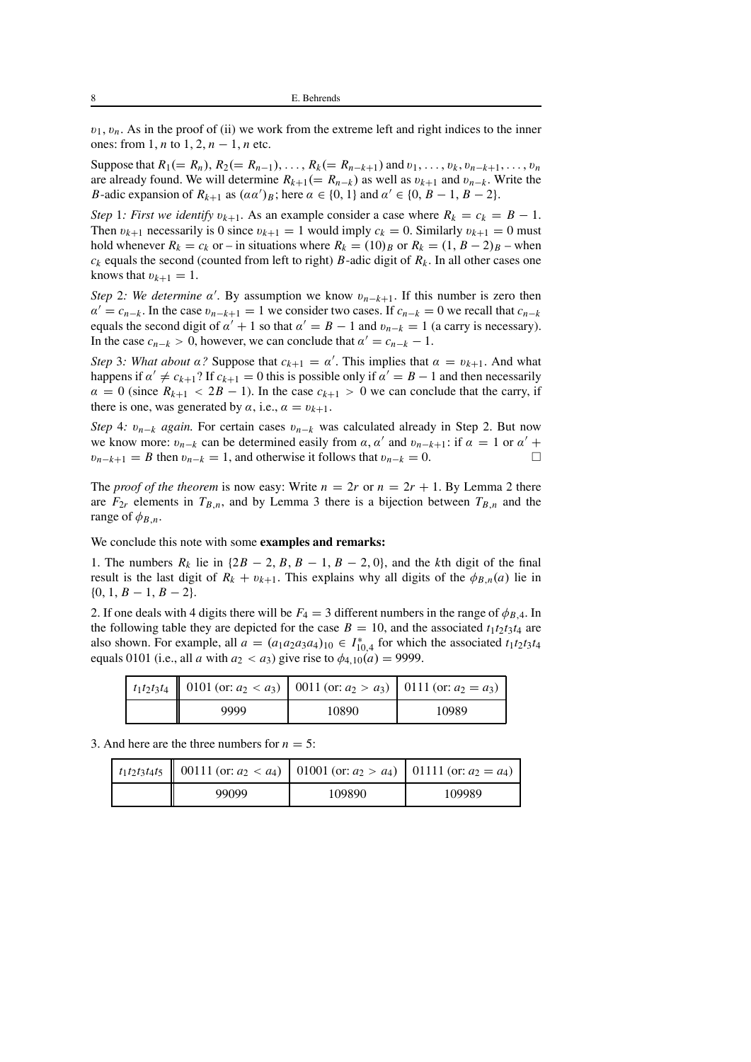$\upsilon_1, \upsilon_n$. As in the proof of (ii) we work from the extreme left and right indices to the inner ones: from $1, n$ to $1, 2, n-1, n$ etc.

Suppose that $R_1 (= R_n)$, $R_2 (= R_{n-1})$, $\ldots$, $R_k (= R_{n-k+1})$ and $\upsilon_1, \ldots, \upsilon_k, \upsilon_{n-k+1}, \ldots, \upsilon_n$ are already found. We will determine $R_{k+1} (= R_{n-k})$ as well as $\upsilon_{k+1}$ and $\upsilon_{n-k}$. Write the $B$-adic expansion of $R_{k+1}$ as $(\alpha\alpha')_B$; here $\alpha \in \{0, 1\}$ and $\alpha' \in \{0, B-1, B-2\}$.

*Step* 1*: First we identify* $\upsilon_{k+1}$. As an example consider a case where $R_k = c_k = B - 1$. Then $\upsilon_{k+1}$ necessarily is 0 since $\upsilon_{k+1} = 1$ would imply $c_k = 0$. Similarly $\upsilon_{k+1} = 0$ must hold whenever $R_k = c_k$ or – in situations where $R_k = (10)_B$ or $R_k = (1, B-2)_B$ – when $c_k$ equals the second (counted from left to right) $B$-adic digit of $R_k$. In all other cases one knows that $\upsilon_{k+1} = 1$.

*Step* 2*: We determine* $\alpha'$. By assumption we know $\upsilon_{n-k+1}$. If this number is zero then $\alpha' = c_{n-k}$. In the case $\upsilon_{n-k+1} = 1$ we consider two cases. If $c_{n-k} = 0$ we recall that $c_{n-k}$ equals the second digit of $\alpha' + 1$ so that $\alpha' = B - 1$ and $\upsilon_{n-k} = 1$ (a carry is necessary). In the case $c_{n-k} > 0$, however, we can conclude that $\alpha' = c_{n-k} - 1$.

*Step* 3*: What about* $\alpha$*?* Suppose that $c_{k+1} = \alpha'$. This implies that $\alpha = \upsilon_{k+1}$. And what happens if $\alpha' \neq c_{k+1}$? If $c_{k+1} = 0$ this is possible only if $\alpha' = B - 1$ and then necessarily $\alpha = 0$ (since $R_{k+1} < 2B - 1$). In the case $c_{k+1} > 0$ we can conclude that the carry, if there is one, was generated by $\alpha$, i.e., $\alpha = \upsilon_{k+1}$.

*Step* 4*:* $\upsilon_{n-k}$ *again.* For certain cases $\upsilon_{n-k}$ was calculated already in Step 2. But now we know more: $\upsilon_{n-k}$ can be determined easily from $\alpha$, $\alpha'$ and $\upsilon_{n-k+1}$: if $\alpha = 1$ or $\alpha' + \upsilon_{n-k+1} = B$ then $\upsilon_{n-k} = 1$, and otherwise it follows that $\upsilon_{n-k} = 0$. □

The *proof of the theorem* is now easy: Write $n = 2r$ or $n = 2r + 1$. By Lemma 2 there are $F_{2r}$ elements in $T_{B,n}$, and by Lemma 3 there is a bijection between $T_{B,n}$ and the range of $\phi_{B,n}$.

We conclude this note with some **examples and remarks:**

1. The numbers $R_k$ lie in $\{2B-2, B, B-1, B-2, 0\}$, and the $k$th digit of the final result is the last digit of $R_k + \upsilon_{k+1}$. This explains why all digits of the $\phi_{B,n}(a)$ lie in $\{0, 1, B-1, B-2\}$.

2. If one deals with 4 digits there will be $F_4 = 3$ different numbers in the range of $\phi_{B,4}$. In the following table they are depicted for the case $B = 10$, and the associated $t_1t_2t_3t_4$ are also shown. For example, all $a = (a_1a_2a_3a_4)_{10} \in I^*_{10,4}$ for which the associated $t_1t_2t_3t_4$ equals 0101 (i.e., all $a$ with $a_2 < a_3$) give rise to $\phi_{4,10}(a) = 9999$.

| $t_1t_2t_3t_4$ | 0101 (or: $a_2 < a_3$) | 0011 (or: $a_2 > a_3$) | 0111 (or: $a_2 = a_3$) |
|---|---|---|---|
| | 9999 | 10890 | 10989 |

3. And here are the three numbers for $n = 5$:

| $t_1t_2t_3t_4t_5$ | 00111 (or: $a_2 < a_4$) | 01001 (or: $a_2 > a_4$) | 01111 (or: $a_2 = a_4$) |
|---|---|---|---|
| | 99099 | 109890 | 109989 |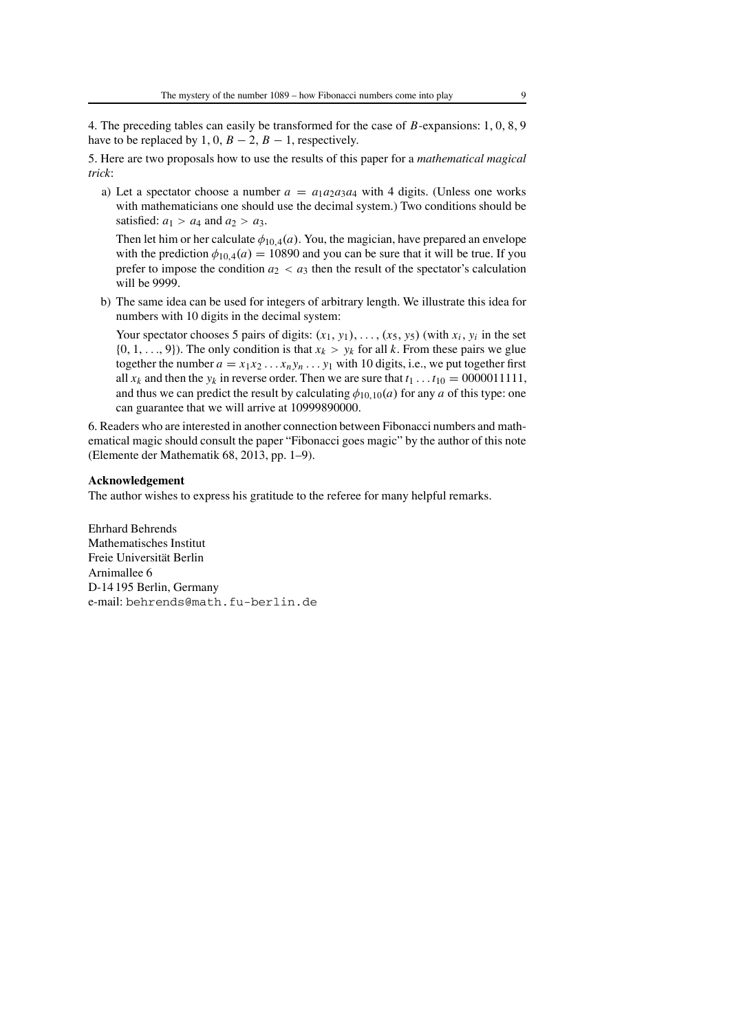4. The preceding tables can easily be transformed for the case of $B$-expansions: 1, 0, 8, 9 have to be replaced by 1, 0, $B-2$, $B-1$, respectively.

5. Here are two proposals how to use the results of this paper for a *mathematical magical trick*:

a) Let a spectator choose a number $a = a_1a_2a_3a_4$ with 4 digits. (Unless one works with mathematicians one should use the decimal system.) Two conditions should be satisfied: $a_1 > a_4$ and $a_2 > a_3$.

   Then let him or her calculate $\phi_{10,4}(a)$. You, the magician, have prepared an envelope with the prediction $\phi_{10,4}(a) = 10890$ and you can be sure that it will be true. If you prefer to impose the condition $a_2 < a_3$ then the result of the spectator's calculation will be 9999.

b) The same idea can be used for integers of arbitrary length. We illustrate this idea for numbers with 10 digits in the decimal system:

   Your spectator chooses 5 pairs of digits: $(x_1, y_1), \ldots, (x_5, y_5)$ (with $x_i$, $y_i$ in the set $\{0, 1, \ldots, 9\}$). The only condition is that $x_k > y_k$ for all $k$. From these pairs we glue together the number $a = x_1x_2 \ldots x_ny_n \ldots y_1$ with 10 digits, i.e., we put together first all $x_k$ and then the $y_k$ in reverse order. Then we are sure that $t_1 \ldots t_{10} = 0000011111$, and thus we can predict the result by calculating $\phi_{10,10}(a)$ for any $a$ of this type: one can guarantee that we will arrive at 10999890000.

6. Readers who are interested in another connection between Fibonacci numbers and mathematical magic should consult the paper "Fibonacci goes magic" by the author of this note (Elemente der Mathematik 68, 2013, pp. 1–9).

**Acknowledgement**

The author wishes to express his gratitude to the referee for many helpful remarks.

Ehrhard Behrends
Mathematisches Institut
Freie Universität Berlin
Arnimallee 6
D-14 195 Berlin, Germany
e-mail: behrends@math.fu-berlin.de